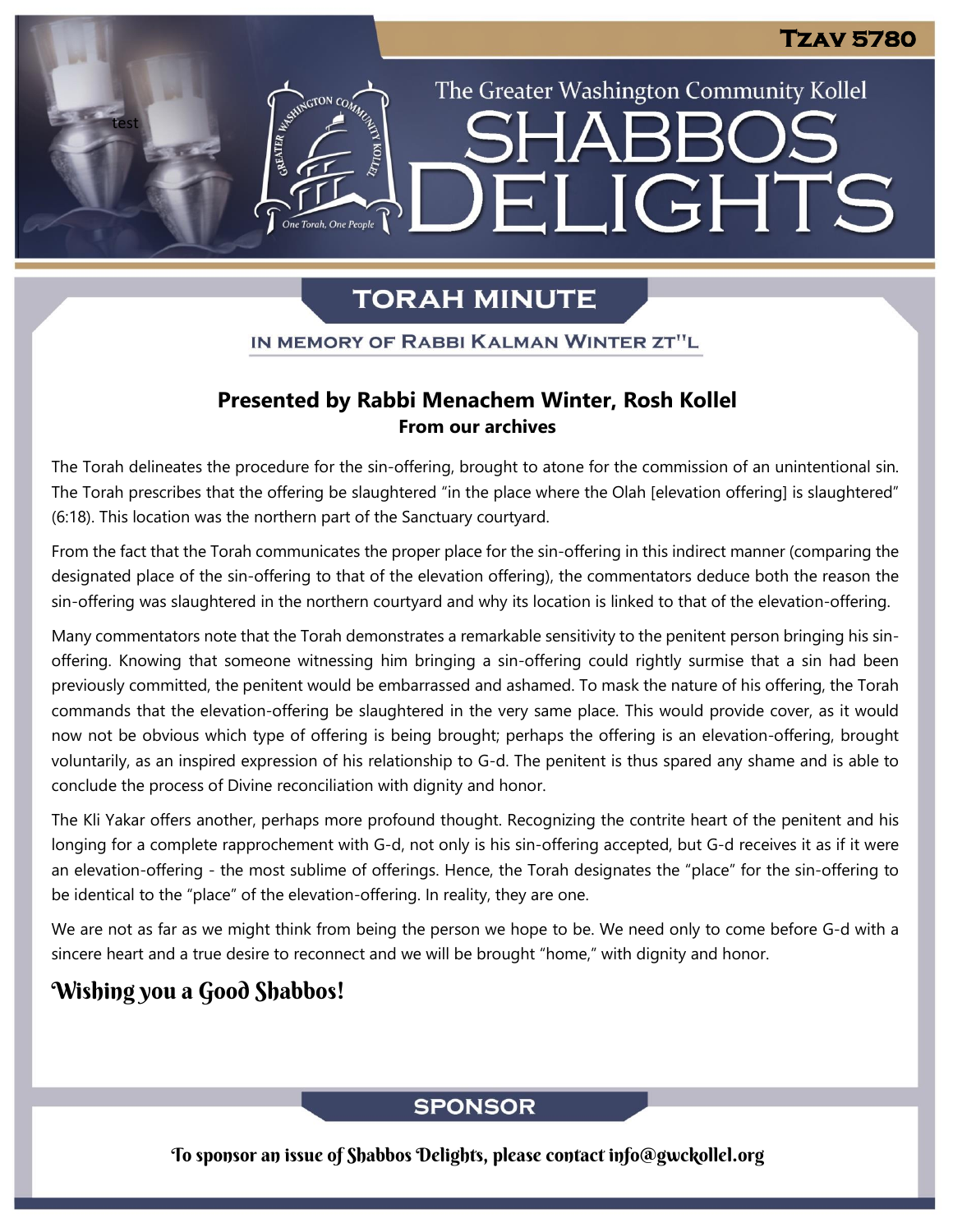# Tzav 5780

The Greater Washington Community Kollel

# SHABBOS DELIGHTS

## TORAH MINUTE

### IN MEMORY OF RABBI KALMAN WINTER ZT"L

**Presented by Rabbi Menachem Winter, Rosh Kollel**
**From our archives**

The Torah delineates the procedure for the sin-offering, brought to atone for the commission of an unintentional sin. The Torah prescribes that the offering be slaughtered "in the place where the Olah [elevation offering] is slaughtered" (6:18). This location was the northern part of the Sanctuary courtyard.

From the fact that the Torah communicates the proper place for the sin-offering in this indirect manner (comparing the designated place of the sin-offering to that of the elevation offering), the commentators deduce both the reason the sin-offering was slaughtered in the northern courtyard and why its location is linked to that of the elevation-offering.

Many commentators note that the Torah demonstrates a remarkable sensitivity to the penitent person bringing his sin-offering. Knowing that someone witnessing him bringing a sin-offering could rightly surmise that a sin had been previously committed, the penitent would be embarrassed and ashamed. To mask the nature of his offering, the Torah commands that the elevation-offering be slaughtered in the very same place. This would provide cover, as it would now not be obvious which type of offering is being brought; perhaps the offering is an elevation-offering, brought voluntarily, as an inspired expression of his relationship to G-d. The penitent is thus spared any shame and is able to conclude the process of Divine reconciliation with dignity and honor.

The Kli Yakar offers another, perhaps more profound thought. Recognizing the contrite heart of the penitent and his longing for a complete rapprochement with G-d, not only is his sin-offering accepted, but G-d receives it as if it were an elevation-offering - the most sublime of offerings. Hence, the Torah designates the "place" for the sin-offering to be identical to the "place" of the elevation-offering. In reality, they are one.

We are not as far as we might think from being the person we hope to be. We need only to come before G-d with a sincere heart and a true desire to reconnect and we will be brought "home," with dignity and honor.

*Wishing you a Good Shabbos!*

## SPONSOR

To sponsor an issue of Shabbos Delights, please contact info@gwckollel.org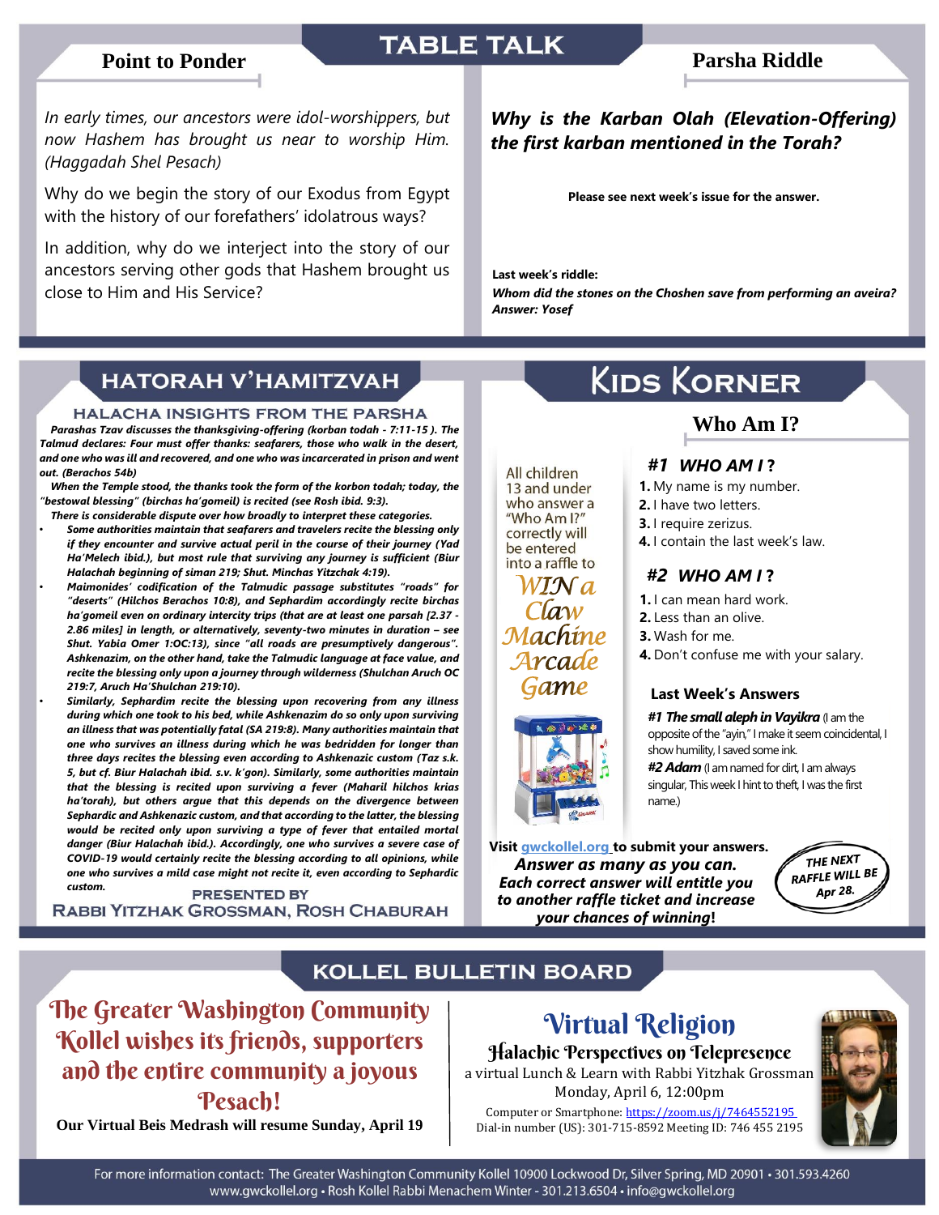# TABLE TALK

## Point to Ponder

*In early times, our ancestors were idol-worshippers, but now Hashem has brought us near to worship Him. (Haggadah Shel Pesach)*

Why do we begin the story of our Exodus from Egypt with the history of our forefathers' idolatrous ways?

In addition, why do we interject into the story of our ancestors serving other gods that Hashem brought us close to Him and His Service?

## Parsha Riddle

***Why is the Karban Olah (Elevation-Offering) the first karban mentioned in the Torah?***

**Please see next week's issue for the answer.**

**Last week's riddle:**

***Whom did the stones on the Choshen save from performing an aveira?***
***Answer: Yosef***

# HATORAH V'HAMITZVAH

## HALACHA INSIGHTS FROM THE PARSHA

***Parashas Tzav discusses the thanksgiving-offering (korban todah - 7:11-15 ). The Talmud declares: Four must offer thanks: seafarers, those who walk in the desert, and one who was ill and recovered, and one who was incarcerated in prison and went out. (Berachos 54b)***

***When the Temple stood, the thanks took the form of the korbon todah; today, the "bestowal blessing" (birchas ha'gomeil) is recited (see Rosh ibid. 9:3).***

***There is considerable dispute over how broadly to interpret these categories.***

- ***Some authorities maintain that seafarers and travelers recite the blessing only if they encounter and survive actual peril in the course of their journey (Yad Ha'Melech ibid.), but most rule that surviving any journey is sufficient (Biur Halachah beginning of siman 219; Shut. Minchas Yitzchak 4:19).***
- ***Maimonides' codification of the Talmudic passage substitutes "roads" for "deserts" (Hilchos Berachos 10:8), and Sephardim accordingly recite birchas ha'gomeil even on ordinary intercity trips (that are at least one parsah [2.37 - 2.86 miles] in length, or alternatively, seventy-two minutes in duration – see Shut. Yabia Omer 1:OC:13), since "all roads are presumptively dangerous". Ashkenazim, on the other hand, take the Talmudic language at face value, and recite the blessing only upon a journey through wilderness (Shulchan Aruch OC 219:7, Aruch Ha'Shulchan 219:10).***
- ***Similarly, Sephardim recite the blessing upon recovering from any illness during which one took to his bed, while Ashkenazim do so only upon surviving an illness that was potentially fatal (SA 219:8). Many authorities maintain that one who survives an illness during which he was bedridden for longer than three days recites the blessing even according to Ashkenazic custom (Taz s.k. 5, but cf. Biur Halachah ibid. s.v. k'gon). Similarly, some authorities maintain that the blessing is recited upon surviving a fever (Maharil hilchos krias ha'torah), but others argue that this depends on the divergence between Sephardic and Ashkenazic custom, and that according to the latter, the blessing would be recited only upon surviving a type of fever that entailed mortal danger (Biur Halachah ibid.). Accordingly, one who survives a severe case of COVID-19 would certainly recite the blessing according to all opinions, while one who survives a mild case might not recite it, even according to Sephardic custom.***

PRESENTED BY
RABBI YITZHAK GROSSMAN, ROSH CHABURAH

# KIDS KORNER

## Who Am I?

All children 13 and under who answer a "Who Am I?" correctly will be entered into a raffle to

WIN a Claw Machine Arcade Game

### #1 WHO AM I ?

1. My name is my number.
2. I have two letters.
3. I require zerizus.
4. I contain the last week's law.

### #2 WHO AM I ?

1. I can mean hard work.
2. Less than an olive.
3. Wash for me.
4. Don't confuse me with your salary.

### Last Week's Answers

***#1 The small aleph in Vayikra*** (I am the opposite of the "ayin," I make it seem coincidental, I show humility, I saved some ink.

***#2 Adam*** (I am named for dirt, I am always singular, This week I hint to theft, I was the first name.)

**Visit gwckollel.org to submit your answers.**
***Answer as many as you can.***
***Each correct answer will entitle you to another raffle ticket and increase your chances of winning!***

*THE NEXT RAFFLE WILL BE Apr 28.*

# KOLLEL BULLETIN BOARD

## The Greater Washington Community Kollel wishes its friends, supporters and the entire community a joyous Pesach!

**Our Virtual Beis Medrash will resume Sunday, April 19**

## Virtual Religion

### Halachic Perspectives on Telepresence

a virtual Lunch & Learn with Rabbi Yitzchak Grossman
Monday, April 6, 12:00pm

Computer or Smartphone: https://zoom.us/j/7464552195
Dial-in number (US): 301-715-8592 Meeting ID: 746 455 2195

For more information contact: The Greater Washington Community Kollel 10900 Lockwood Dr, Silver Spring, MD 20901 • 301.593.4260
www.gwckollel.org • Rosh Kollel Rabbi Menachem Winter - 301.213.6504 • info@gwckollel.org